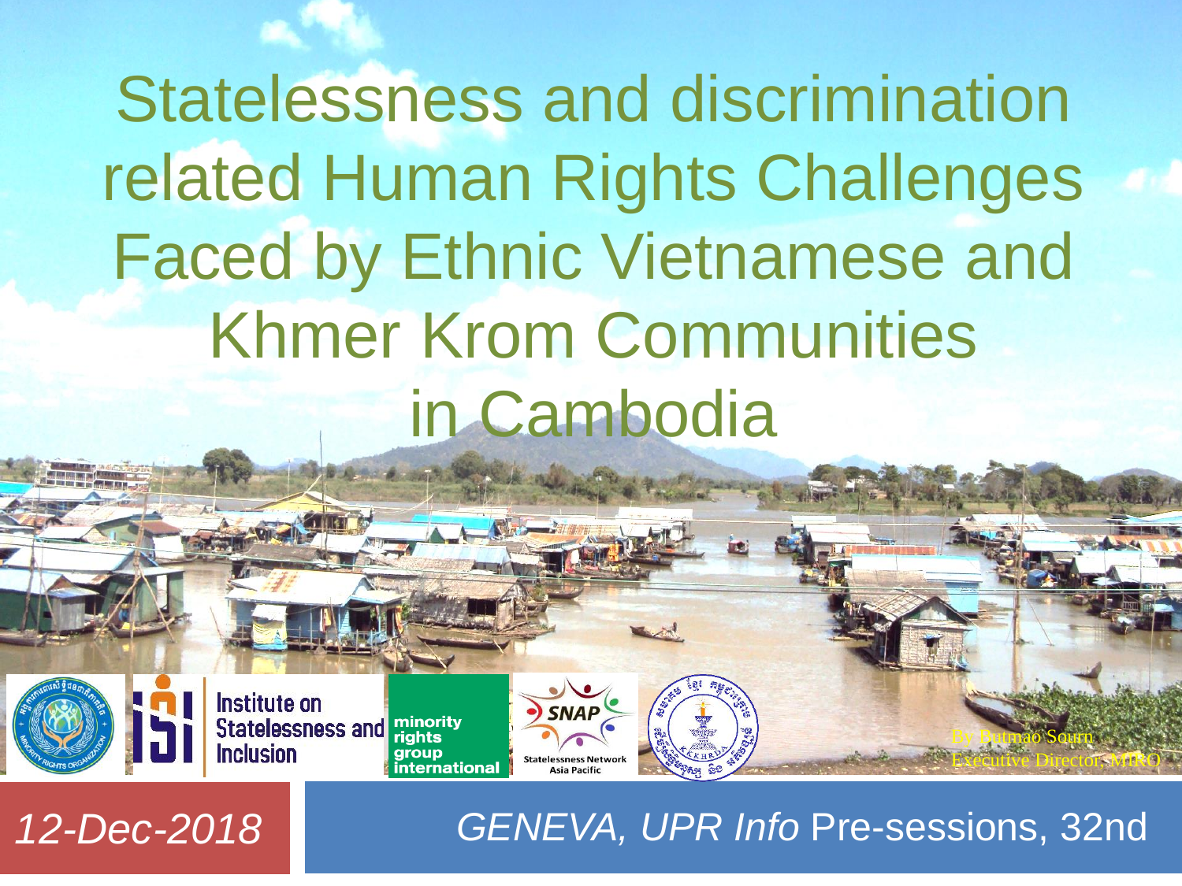# Statelessness and discrimination related Human Rights Challenges Faced by Ethnic Vietnamese and Khmer Krom Communities in Cambodia

Institute on Statelessness and Inclusion

minority rights group international

SNAP Statelessness Network Asia Pacific

By Butmao Sourn
Executive Director, MIRO

*12-Dec-2018*

*GENEVA, UPR Info* Pre-sessions, 32nd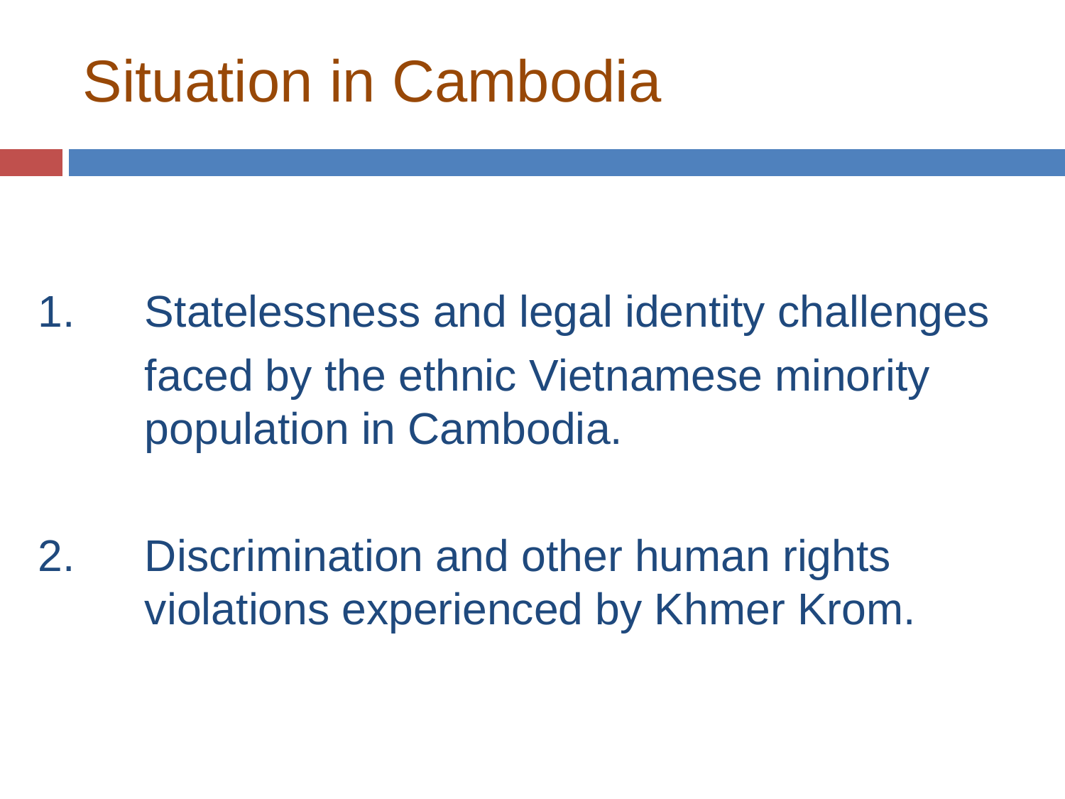# Situation in Cambodia

1. Statelessness and legal identity challenges faced by the ethnic Vietnamese minority population in Cambodia.

2. Discrimination and other human rights violations experienced by Khmer Krom.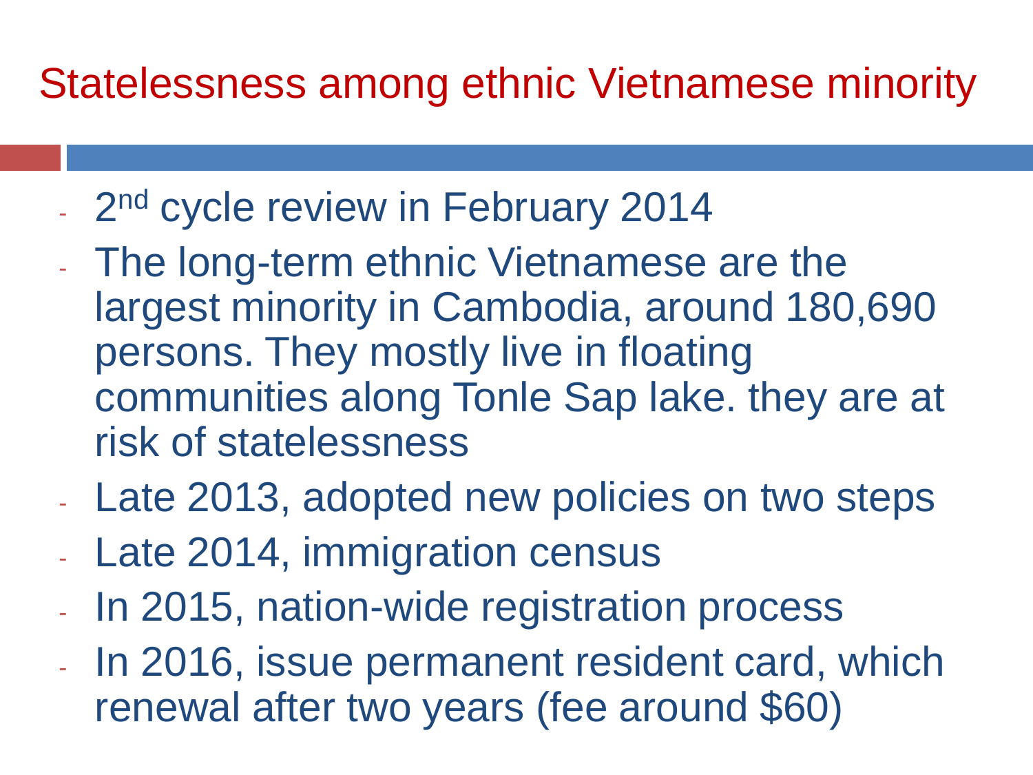# Statelessness among ethnic Vietnamese minority

- 2nd cycle review in February 2014
- The long-term ethnic Vietnamese are the largest minority in Cambodia, around 180,690 persons. They mostly live in floating communities along Tonle Sap lake. they are at risk of statelessness
- Late 2013, adopted new policies on two steps
- Late 2014, immigration census
- In 2015, nation-wide registration process
- In 2016, issue permanent resident card, which renewal after two years (fee around $60)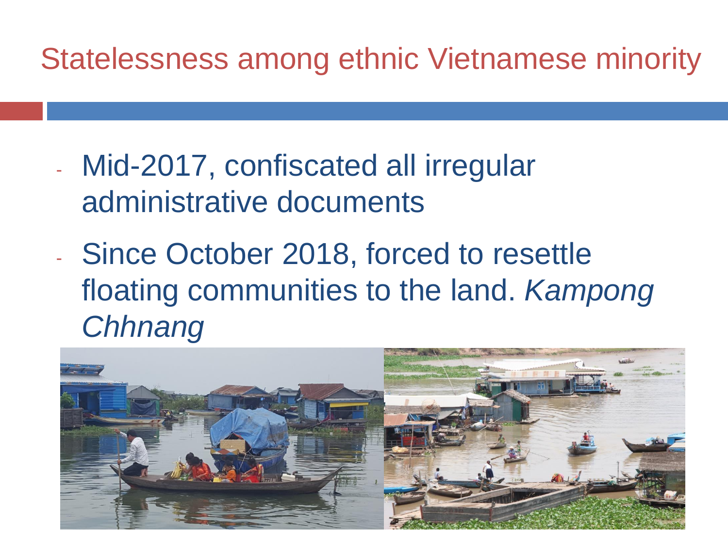# Statelessness among ethnic Vietnamese minority

- Mid-2017, confiscated all irregular administrative documents
- Since October 2018, forced to resettle floating communities to the land. *Kampong Chhnang*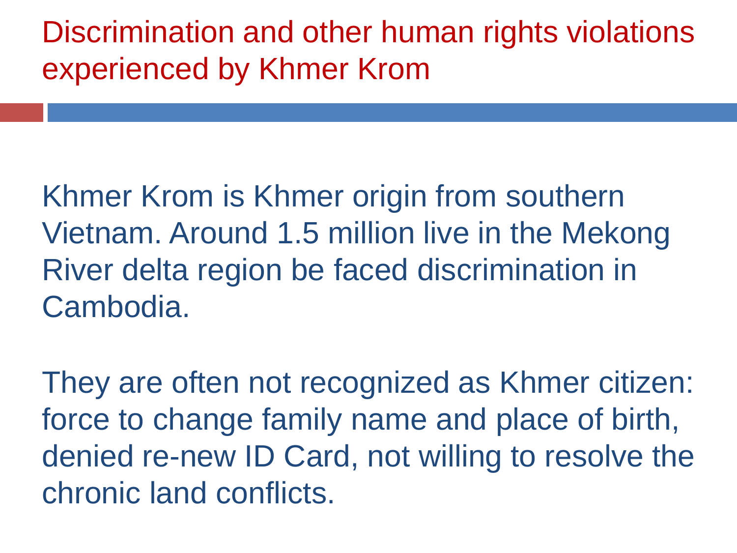# Discrimination and other human rights violations experienced by Khmer Krom

Khmer Krom is Khmer origin from southern Vietnam. Around 1.5 million live in the Mekong River delta region be faced discrimination in Cambodia.

They are often not recognized as Khmer citizen: force to change family name and place of birth, denied re-new ID Card, not willing to resolve the chronic land conflicts.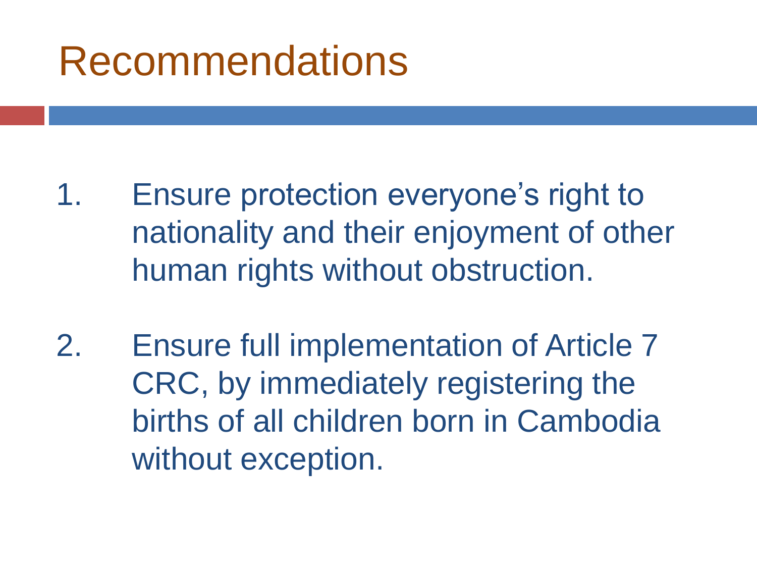# Recommendations

1. Ensure protection everyone’s right to nationality and their enjoyment of other human rights without obstruction.

2. Ensure full implementation of Article 7 CRC, by immediately registering the births of all children born in Cambodia without exception.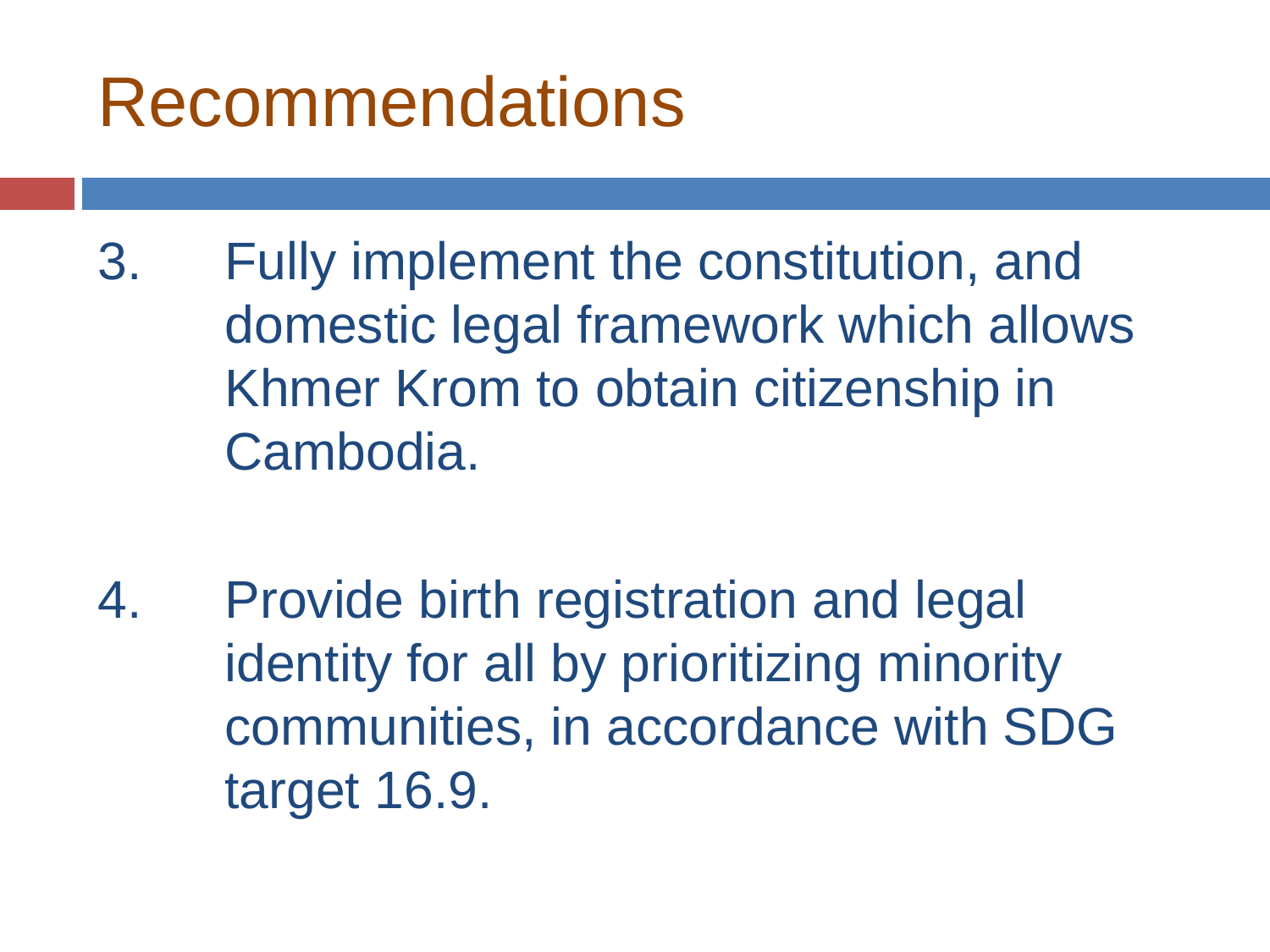# Recommendations

3. Fully implement the constitution, and domestic legal framework which allows Khmer Krom to obtain citizenship in Cambodia.

4. Provide birth registration and legal identity for all by prioritizing minority communities, in accordance with SDG target 16.9.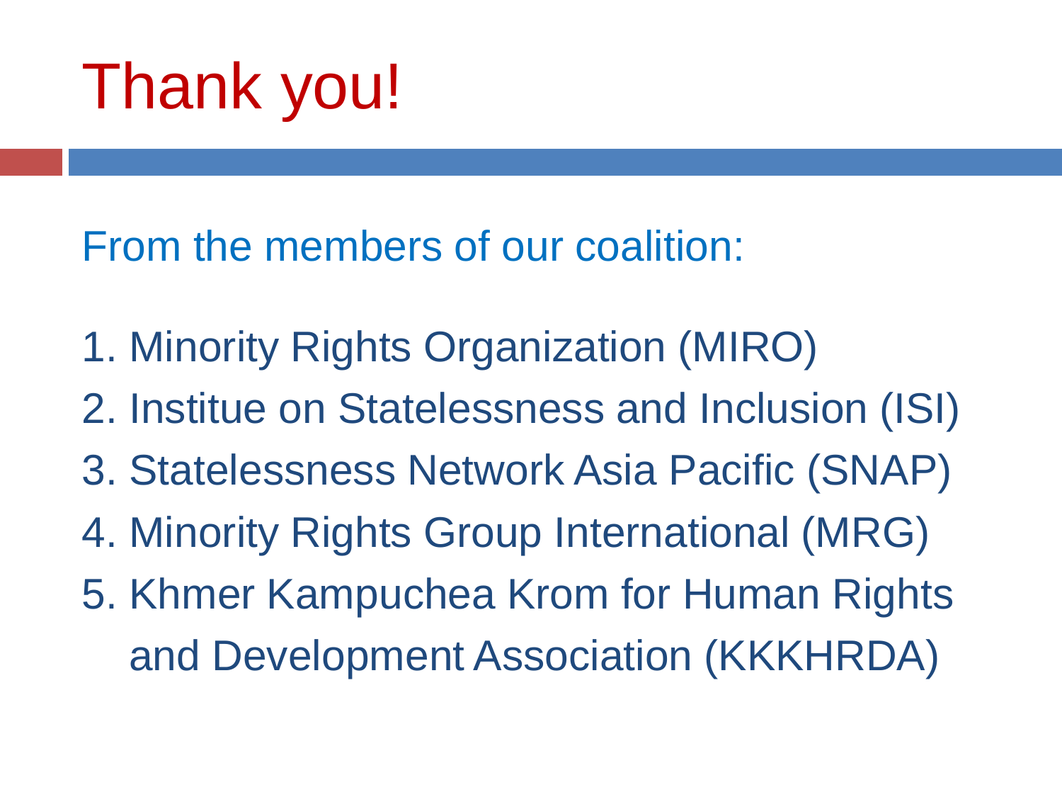# Thank you!

From the members of our coalition:

1. Minority Rights Organization (MIRO)
2. Institue on Statelessness and Inclusion (ISI)
3. Statelessness Network Asia Pacific (SNAP)
4. Minority Rights Group International (MRG)
5. Khmer Kampuchea Krom for Human Rights and Development Association (KKKHRDA)